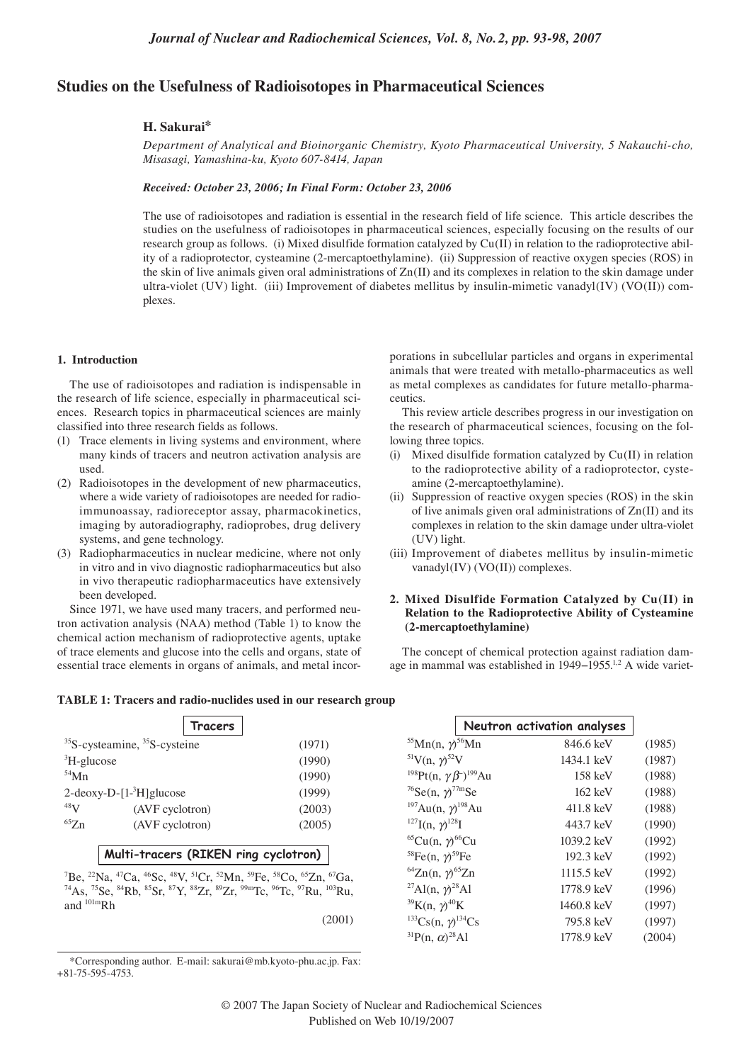# Studies on the Usefulness of Radioisotopes in Pharmaceutical Sciences

**H. Sakurai***

*Department of Analytical and Bioinorganic Chemistry, Kyoto Pharmaceutical University, 5 Nakauchi-cho, Misasagi, Yamashina-ku, Kyoto 607-8414, Japan*

***Received: October 23, 2006; In Final Form: October 23, 2006***

The use of radioisotopes and radiation is essential in the research field of life science. This article describes the studies on the usefulness of radioisotopes in pharmaceutical sciences, especially focusing on the results of our research group as follows. (i) Mixed disulfide formation catalyzed by Cu(II) in relation to the radioprotective ability of a radioprotector, cysteamine (2-mercaptoethylamine). (ii) Suppression of reactive oxygen species (ROS) in the skin of live animals given oral administrations of Zn(II) and its complexes in relation to the skin damage under ultra-violet (UV) light. (iii) Improvement of diabetes mellitus by insulin-mimetic vanadyl(IV) (VO(II)) complexes.

## 1. Introduction

The use of radioisotopes and radiation is indispensable in the research of life science, especially in pharmaceutical sciences. Research topics in pharmaceutical sciences are mainly classified into three research fields as follows.

(1) Trace elements in living systems and environment, where many kinds of tracers and neutron activation analysis are used.
(2) Radioisotopes in the development of new pharmaceutics, where a wide variety of radioisotopes are needed for radioimmunoassay, radioreceptor assay, pharmacokinetics, imaging by autoradiography, radioprobes, drug delivery systems, and gene technology.
(3) Radiopharmaceutics in nuclear medicine, where not only in vitro and in vivo diagnostic radiopharmaceutics but also in vivo therapeutic radiopharmaceutics have extensively been developed.

Since 1971, we have used many tracers, and performed neutron activation analysis (NAA) method (Table 1) to know the chemical action mechanism of radioprotective agents, uptake of trace elements and glucose into the cells and organs, state of essential trace elements in organs of animals, and metal incorporations in subcellular particles and organs in experimental animals that were treated with metallo-pharmaceutics as well as metal complexes as candidates for future metallo-pharmaceutics.

This review article describes progress in our investigation on the research of pharmaceutical sciences, focusing on the following three topics.

(i) Mixed disulfide formation catalyzed by Cu(II) in relation to the radioprotective ability of a radioprotector, cysteamine (2-mercaptoethylamine).
(ii) Suppression of reactive oxygen species (ROS) in the skin of live animals given oral administrations of Zn(II) and its complexes in relation to the skin damage under ultra-violet (UV) light.
(iii) Improvement of diabetes mellitus by insulin-mimetic vanadyl(IV) (VO(II)) complexes.

## 2. Mixed Disulfide Formation Catalyzed by Cu(II) in Relation to the Radioprotective Ability of Cysteamine (2-mercaptoethylamine)

The concept of chemical protection against radiation damage in mammal was established in 1949–1955.[1,2] A wide variet-

**TABLE 1: Tracers and radio-nuclides used in our research group**

| Tracers | | |
|---|---|---|
| $^{35}$S-cysteamine, $^{35}$S-cysteine | | (1971) |
| $^{3}$H-glucose | | (1990) |
| $^{54}$Mn | | (1990) |
| 2-deoxy-D-[1-$^{3}$H]glucose | | (1999) |
| $^{48}$V | (AVF cyclotron) | (2003) |
| $^{65}$Zn | (AVF cyclotron) | (2005) |

| Multi-tracers (RIKEN ring cyclotron) | |
|---|---|
| $^{7}$Be, $^{22}$Na, $^{47}$Ca, $^{46}$Sc, $^{48}$V, $^{51}$Cr, $^{52}$Mn, $^{59}$Fe, $^{58}$Co, $^{65}$Zn, $^{67}$Ga, $^{74}$As, $^{75}$Se, $^{84}$Rb, $^{85}$Sr, $^{87}$Y, $^{88}$Zr, $^{89}$Zr, $^{99m}$Tc, $^{96}$Tc, $^{97}$Ru, $^{103}$Ru, and $^{101m}$Rh | (2001) |

| Neutron activation analyses | | |
|---|---|---|
| $^{55}$Mn(n, $\gamma$)$^{56}$Mn | 846.6 keV | (1985) |
| $^{51}$V(n, $\gamma$)$^{52}$V | 1434.1 keV | (1987) |
| $^{198}$Pt(n, $\gamma\beta^{-}$)$^{199}$Au | 158 keV | (1988) |
| $^{76}$Se(n, $\gamma$)$^{77m}$Se | 162 keV | (1988) |
| $^{197}$Au(n, $\gamma$)$^{198}$Au | 411.8 keV | (1988) |
| $^{127}$I(n, $\gamma$)$^{128}$I | 443.7 keV | (1990) |
| $^{65}$Cu(n, $\gamma$)$^{66}$Cu | 1039.2 keV | (1992) |
| $^{58}$Fe(n, $\gamma$)$^{59}$Fe | 192.3 keV | (1992) |
| $^{64}$Zn(n, $\gamma$)$^{65}$Zn | 1115.5 keV | (1992) |
| $^{27}$Al(n, $\gamma$)$^{28}$Al | 1778.9 keV | (1996) |
| $^{39}$K(n, $\gamma$)$^{40}$K | 1460.8 keV | (1997) |
| $^{133}$Cs(n, $\gamma$)$^{134}$Cs | 795.8 keV | (1997) |
| $^{31}$P(n, $\alpha$)$^{28}$Al | 1778.9 keV | (2004) |

*Corresponding author. E-mail: sakurai@mb.kyoto-phu.ac.jp. Fax: +81-75-595-4753.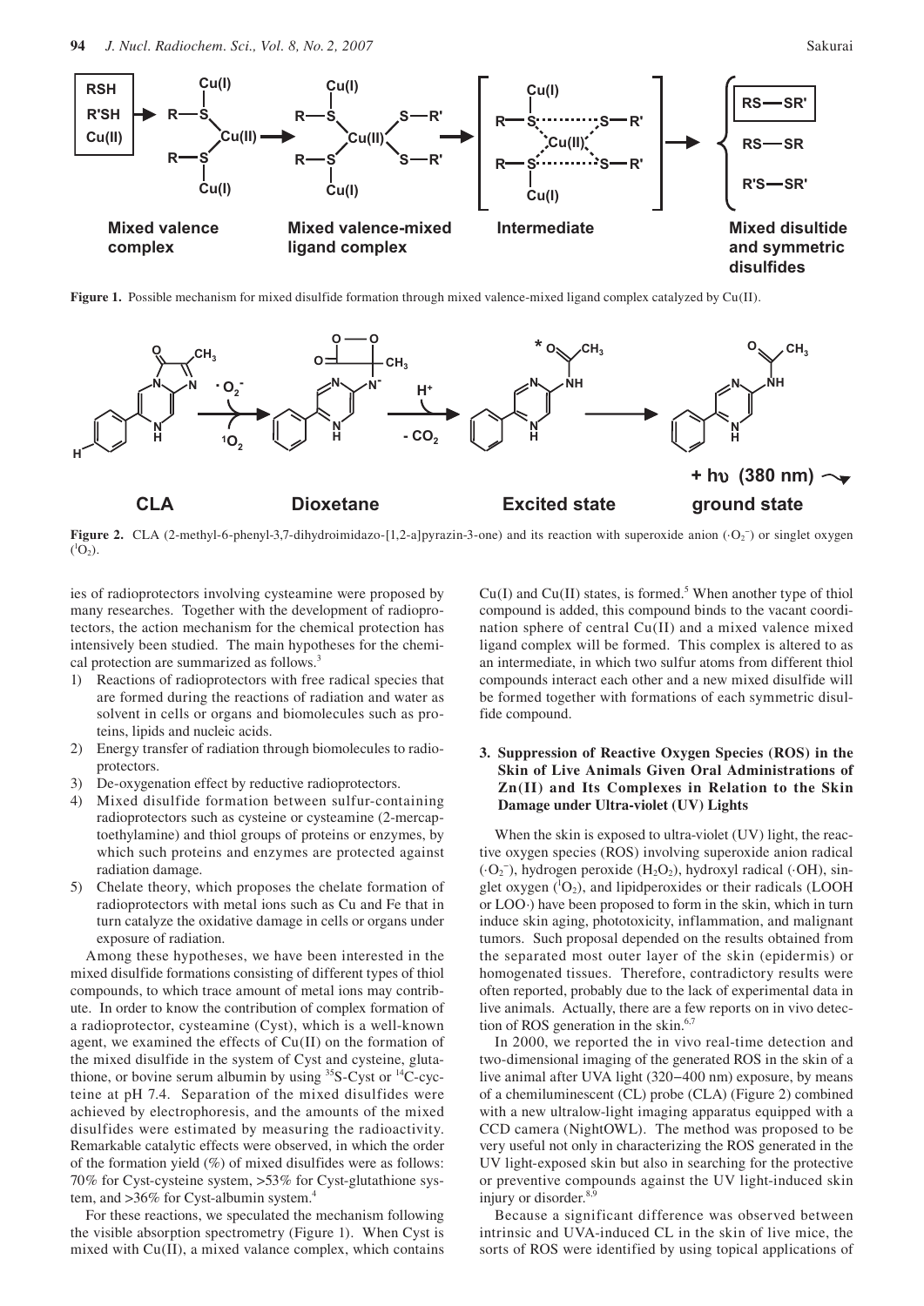**Figure 1.** Possible mechanism for mixed disulfide formation through mixed valence-mixed ligand complex catalyzed by Cu(II).

**Figure 2.** CLA (2-methyl-6-phenyl-3,7-dihydroimidazo-[1,2-a]pyrazin-3-one) and its reaction with superoxide anion ($\cdot O_2^-$) or singlet oxygen ($^1O_2$).

ies of radioprotectors involving cysteamine were proposed by many researches. Together with the development of radioprotectors, the action mechanism for the chemical protection has intensively been studied. The main hypotheses for the chemical protection are summarized as follows.[3]

1) Reactions of radioprotectors with free radical species that are formed during the reactions of radiation and water as solvent in cells or organs and biomolecules such as proteins, lipids and nucleic acids.
2) Energy transfer of radiation through biomolecules to radioprotectors.
3) De-oxygenation effect by reductive radioprotectors.
4) Mixed disulfide formation between sulfur-containing radioprotectors such as cysteine or cysteamine (2-mercaptoethylamine) and thiol groups of proteins or enzymes, by which such proteins and enzymes are protected against radiation damage.
5) Chelate theory, which proposes the chelate formation of radioprotectors with metal ions such as Cu and Fe that in turn catalyze the oxidative damage in cells or organs under exposure of radiation.

Among these hypotheses, we have been interested in the mixed disulfide formations consisting of different types of thiol compounds, to which trace amount of metal ions may contribute. In order to know the contribution of complex formation of a radioprotector, cysteamine (Cyst), which is a well-known agent, we examined the effects of Cu(II) on the formation of the mixed disulfide in the system of Cyst and cysteine, glutathione, or bovine serum albumin by using $^{35}$S-Cyst or $^{14}$C-cycteine at pH 7.4. Separation of the mixed disulfides were achieved by electrophoresis, and the amounts of the mixed disulfides were estimated by measuring the radioactivity. Remarkable catalytic effects were observed, in which the order of the formation yield (%) of mixed disulfides were as follows: 70% for Cyst-cysteine system, >53% for Cyst-glutathione system, and >36% for Cyst-albumin system.[4]

For these reactions, we speculated the mechanism following the visible absorption spectrometry (Figure 1). When Cyst is mixed with Cu(II), a mixed valance complex, which contains Cu(I) and Cu(II) states, is formed.[5] When another type of thiol compound is added, this compound binds to the vacant coordination sphere of central Cu(II) and a mixed valence mixed ligand complex will be formed. This complex is altered to as an intermediate, in which two sulfur atoms from different thiol compounds interact each other and a new mixed disulfide will be formed together with formations of each symmetric disulfide compound.

## 3. Suppression of Reactive Oxygen Species (ROS) in the Skin of Live Animals Given Oral Administrations of Zn(II) and Its Complexes in Relation to the Skin Damage under Ultra-violet (UV) Lights

When the skin is exposed to ultra-violet (UV) light, the reactive oxygen species (ROS) involving superoxide anion radical ($\cdot O_2^-$), hydrogen peroxide ($H_2O_2$), hydroxyl radical ($\cdot OH$), singlet oxygen ($^1O_2$), and lipidperoxides or their radicals (LOOH or LOO$\cdot$) have been proposed to form in the skin, which in turn induce skin aging, phototoxicity, inflammation, and malignant tumors. Such proposal depended on the results obtained from the separated most outer layer of the skin (epidermis) or homogenated tissues. Therefore, contradictory results were often reported, probably due to the lack of experimental data in live animals. Actually, there are a few reports on in vivo detection of ROS generation in the skin.[6,7]

In 2000, we reported the in vivo real-time detection and two-dimensional imaging of the generated ROS in the skin of a live animal after UVA light (320−400 nm) exposure, by means of a chemiluminescent (CL) probe (CLA) (Figure 2) combined with a new ultralow-light imaging apparatus equipped with a CCD camera (NightOWL). The method was proposed to be very useful not only in characterizing the ROS generated in the UV light-exposed skin but also in searching for the protective or preventive compounds against the UV light-induced skin injury or disorder.[8,9]

Because a significant difference was observed between intrinsic and UVA-induced CL in the skin of live mice, the sorts of ROS were identified by using topical applications of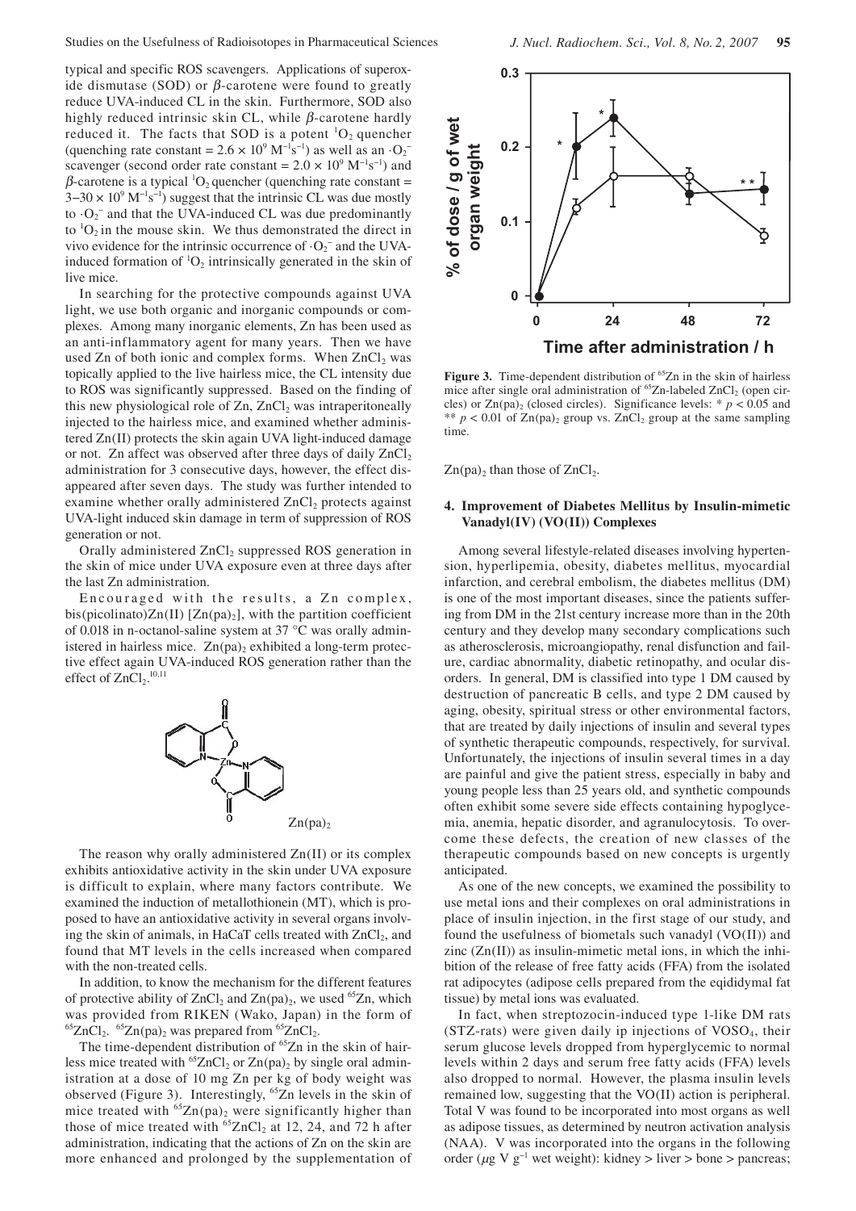typical and specific ROS scavengers. Applications of superoxide dismutase (SOD) or $\beta$-carotene were found to greatly reduce UVA-induced CL in the skin. Furthermore, SOD also highly reduced intrinsic skin CL, while $\beta$-carotene hardly reduced it. The facts that SOD is a potent $^1O_2$ quencher (quenching rate constant = $2.6 \times 10^9$ $M^{-1}s^{-1}$) as well as an $\cdot O_2^-$ scavenger (second order rate constant = $2.0 \times 10^9$ $M^{-1}s^{-1}$) and $\beta$-carotene is a typical $^1O_2$ quencher (quenching rate constant = $3–30 \times 10^9$ $M^{-1}s^{-1}$) suggest that the intrinsic CL was due mostly to $\cdot O_2^-$ and that the UVA-induced CL was due predominantly to $^1O_2$ in the mouse skin. We thus demonstrated the direct in vivo evidence for the intrinsic occurrence of $\cdot O_2^-$ and the UVA-induced formation of $^1O_2$ intrinsically generated in the skin of live mice.

In searching for the protective compounds against UVA light, we use both organic and inorganic compounds or complexes. Among many inorganic elements, Zn has been used as an anti-inflammatory agent for many years. Then we have used Zn of both ionic and complex forms. When $ZnCl_2$ was topically applied to the live hairless mice, the CL intensity due to ROS was significantly suppressed. Based on the finding of this new physiological role of Zn, $ZnCl_2$ was intraperitoneally injected to the hairless mice, and examined whether administered Zn(II) protects the skin again UVA light-induced damage or not. Zn affect was observed after three days of daily $ZnCl_2$ administration for 3 consecutive days, however, the effect disappeared after seven days. The study was further intended to examine whether orally administered $ZnCl_2$ protects against UVA-light induced skin damage in term of suppression of ROS generation or not.

Orally administered $ZnCl_2$ suppressed ROS generation in the skin of mice under UVA exposure even at three days after the last Zn administration.

Encouraged with the results, a Zn complex, bis(picolinato)Zn(II) [$Zn(pa)_2$], with the partition coefficient of 0.018 in n-octanol-saline system at 37 °C was orally administered in hairless mice. $Zn(pa)_2$ exhibited a long-term protective effect again UVA-induced ROS generation rather than the effect of $ZnCl_2$.[10,11]

$Zn(pa)_2$

The reason why orally administered Zn(II) or its complex exhibits antioxidative activity in the skin under UVA exposure is difficult to explain, where many factors contribute. We examined the induction of metallothionein (MT), which is proposed to have an antioxidative activity in several organs involving the skin of animals, in HaCaT cells treated with $ZnCl_2$, and found that MT levels in the cells increased when compared with the non-treated cells.

In addition, to know the mechanism for the different features of protective ability of $ZnCl_2$ and $Zn(pa)_2$, we used $^{65}Zn$, which was provided from RIKEN (Wako, Japan) in the form of $^{65}ZnCl_2$. $^{65}Zn(pa)_2$ was prepared from $^{65}ZnCl_2$.

The time-dependent distribution of $^{65}Zn$ in the skin of hairless mice treated with $^{65}ZnCl_2$ or $Zn(pa)_2$ by single oral administration at a dose of 10 mg Zn per kg of body weight was observed (Figure 3). Interestingly, $^{65}Zn$ levels in the skin of mice treated with $^{65}Zn(pa)_2$ were significantly higher than those of mice treated with $^{65}ZnCl_2$ at 12, 24, and 72 h after administration, indicating that the actions of Zn on the skin are more enhanced and prolonged by the supplementation of $Zn(pa)_2$ than those of $ZnCl_2$.

**Figure 3.** Time-dependent distribution of $^{65}Zn$ in the skin of hairless mice after single oral administration of $^{65}Zn$-labeled $ZnCl_2$ (open circles) or $Zn(pa)_2$ (closed circles). Significance levels: * $p < 0.05$ and ** $p < 0.01$ of $Zn(pa)_2$ group vs. $ZnCl_2$ group at the same sampling time.

## 4. Improvement of Diabetes Mellitus by Insulin-mimetic Vanadyl(IV) (VO(II)) Complexes

Among several lifestyle-related diseases involving hypertension, hyperlipemia, obesity, diabetes mellitus, myocardial infarction, and cerebral embolism, the diabetes mellitus (DM) is one of the most important diseases, since the patients suffering from DM in the 21st century increase more than in the 20th century and they develop many secondary complications such as atherosclerosis, microangiopathy, renal disfunction and failure, cardiac abnormality, diabetic retinopathy, and ocular disorders. In general, DM is classified into type 1 DM caused by destruction of pancreatic B cells, and type 2 DM caused by aging, obesity, spiritual stress or other environmental factors, that are treated by daily injections of insulin and several types of synthetic therapeutic compounds, respectively, for survival. Unfortunately, the injections of insulin several times in a day are painful and give the patient stress, especially in baby and young people less than 25 years old, and synthetic compounds often exhibit some severe side effects containing hypoglycemia, anemia, hepatic disorder, and agranulocytosis. To overcome these defects, the creation of new classes of the therapeutic compounds based on new concepts is urgently anticipated.

As one of the new concepts, we examined the possibility to use metal ions and their complexes on oral administrations in place of insulin injection, in the first stage of our study, and found the usefulness of biometals such vanadyl (VO(II)) and zinc (Zn(II)) as insulin-mimetic metal ions, in which the inhibition of the release of free fatty acids (FFA) from the isolated rat adipocytes (adipose cells prepared from the eqididymal fat tissue) by metal ions was evaluated.

In fact, when streptozocin-induced type 1-like DM rats (STZ-rats) were given daily ip injections of $VOSO_4$, their serum glucose levels dropped from hyperglycemic to normal levels within 2 days and serum free fatty acids (FFA) levels also dropped to normal. However, the plasma insulin levels remained low, suggesting that the VO(II) action is peripheral. Total V was found to be incorporated into most organs as well as adipose tissues, as determined by neutron activation analysis (NAA). V was incorporated into the organs in the following order ($\mu$g V $g^{-1}$ wet weight): kidney > liver > bone > pancreas;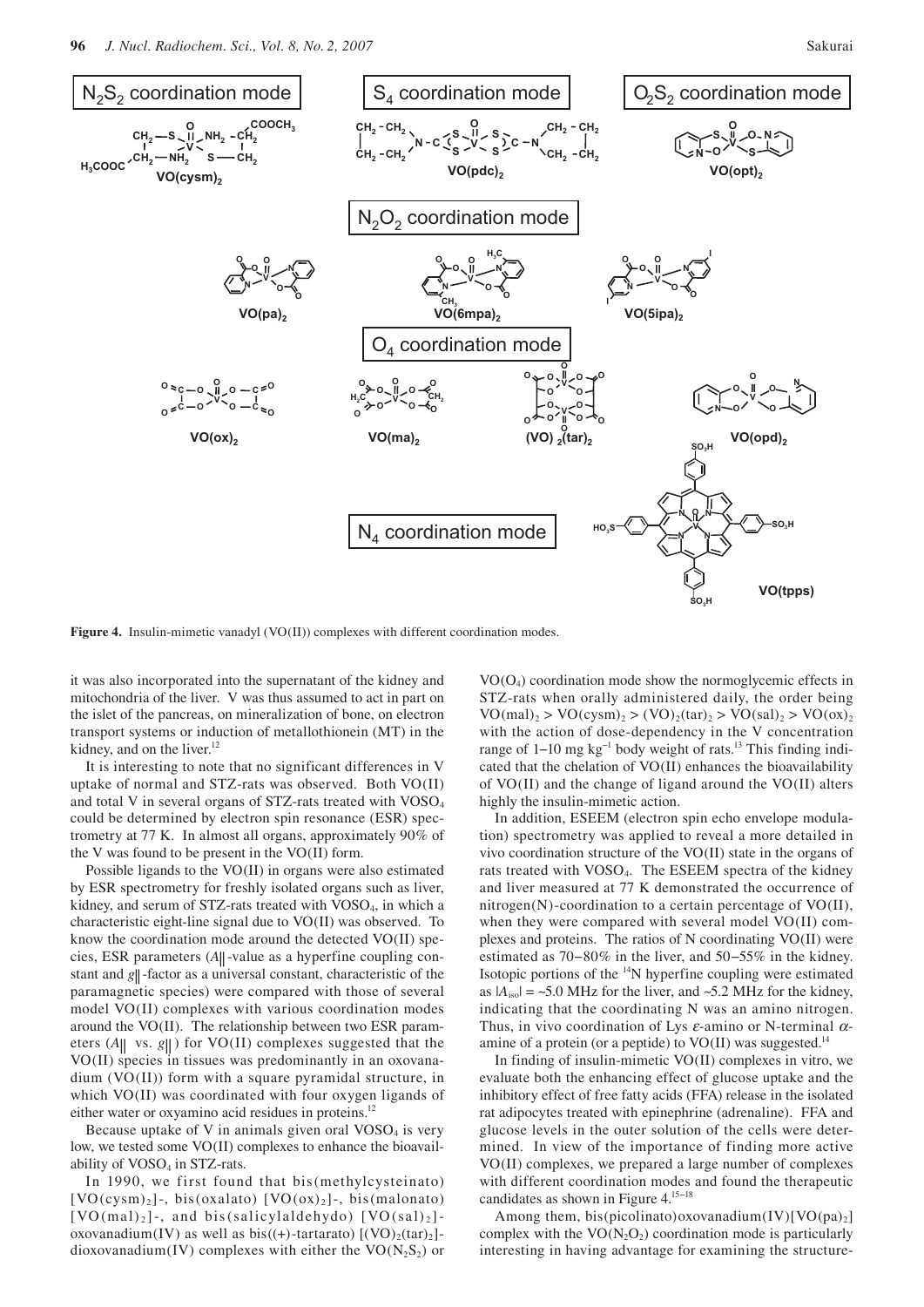**Figure 4.** Insulin-mimetic vanadyl (VO(II)) complexes with different coordination modes.

it was also incorporated into the supernatant of the kidney and mitochondria of the liver. V was thus assumed to act in part on the islet of the pancreas, on mineralization of bone, on electron transport systems or induction of metallothionein (MT) in the kidney, and on the liver.[12]

It is interesting to note that no significant differences in V uptake of normal and STZ-rats was observed. Both VO(II) and total V in several organs of STZ-rats treated with $VOSO_4$ could be determined by electron spin resonance (ESR) spectrometry at 77 K. In almost all organs, approximately 90% of the V was found to be present in the VO(II) form.

Possible ligands to the VO(II) in organs were also estimated by ESR spectrometry for freshly isolated organs such as liver, kidney, and serum of STZ-rats treated with $VOSO_4$, in which a characteristic eight-line signal due to VO(II) was observed. To know the coordination mode around the detected VO(II) species, ESR parameters ($A_\parallel$-value as a hyperfine coupling constant and $g_\parallel$-factor as a universal constant, characteristic of the paramagnetic species) were compared with those of several model VO(II) complexes with various coordination modes around the VO(II). The relationship between two ESR parameters ($A_\parallel$ vs. $g_\parallel$) for VO(II) complexes suggested that the VO(II) species in tissues was predominantly in an oxovanadium (VO(II)) form with a square pyramidal structure, in which VO(II) was coordinated with four oxygen ligands of either water or oxyamino acid residues in proteins.[12]

Because uptake of V in animals given oral $VOSO_4$ is very low, we tested some VO(II) complexes to enhance the bioavailability of $VOSO_4$ in STZ-rats.

In 1990, we first found that bis(methylcysteinato) $[VO(cysm)_2]$-, bis(oxalato) $[VO(ox)_2]$-, bis(malonato) $[VO(mal)_2]$-, and bis(salicylaldehydo) $[VO(sal)_2]$-oxovanadium(IV) as well as bis((+)-tartarato) $[(VO)_2(tar)_2]$-dioxovanadium(IV) complexes with either the $VO(N_2S_2)$ or $VO(O_4)$ coordination mode show the normoglycemic effects in STZ-rats when orally administered daily, the order being $VO(mal)_2 > VO(cysm)_2 > (VO)_2(tar)_2 > VO(sal)_2 > VO(ox)_2$ with the action of dose-dependency in the V concentration range of 1–10 mg $kg^{-1}$ body weight of rats.[13] This finding indicated that the chelation of VO(II) enhances the bioavailability of VO(II) and the change of ligand around the VO(II) alters highly the insulin-mimetic action.

In addition, ESEEM (electron spin echo envelope modulation) spectrometry was applied to reveal a more detailed in vivo coordination structure of the VO(II) state in the organs of rats treated with $VOSO_4$. The ESEEM spectra of the kidney and liver measured at 77 K demonstrated the occurrence of nitrogen(N)-coordination to a certain percentage of VO(II), when they were compared with several model VO(II) complexes and proteins. The ratios of N coordinating VO(II) were estimated as 70–80% in the liver, and 50–55% in the kidney. Isotopic portions of the $^{14}N$ hyperfine coupling were estimated as $|A_{iso}|$ = ~5.0 MHz for the liver, and ~5.2 MHz for the kidney, indicating that the coordinating N was an amino nitrogen. Thus, in vivo coordination of Lys $\varepsilon$-amino or N-terminal $\alpha$-amine of a protein (or a peptide) to VO(II) was suggested.[14]

In finding of insulin-mimetic VO(II) complexes in vitro, we evaluate both the enhancing effect of glucose uptake and the inhibitory effect of free fatty acids (FFA) release in the isolated rat adipocytes treated with epinephrine (adrenaline). FFA and glucose levels in the outer solution of the cells were determined. In view of the importance of finding more active VO(II) complexes, we prepared a large number of complexes with different coordination modes and found the therapeutic candidates as shown in Figure 4.[15–18]

Among them, bis(picolinato)oxovanadium(IV)$[VO(pa)_2]$ complex with the $VO(N_2O_2)$ coordination mode is particularly interesting in having advantage for examining the structure-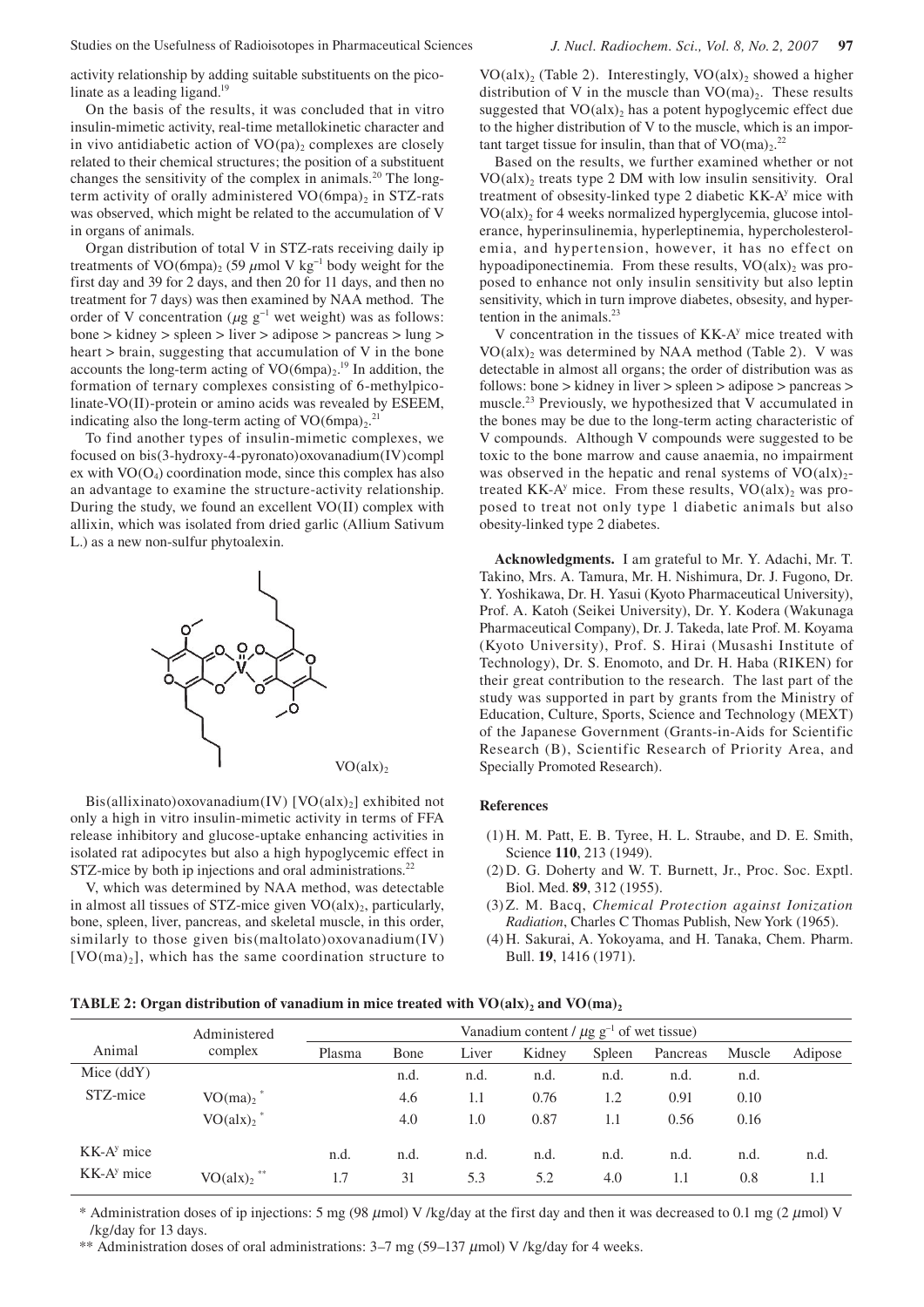activity relationship by adding suitable substituents on the picolinate as a leading ligand.[19]

On the basis of the results, it was concluded that in vitro insulin-mimetic activity, real-time metallokinetic character and in vivo antidiabetic action of $VO(pa)_2$ complexes are closely related to their chemical structures; the position of a substituent changes the sensitivity of the complex in animals.[20] The long-term activity of orally administered $VO(6mpa)_2$ in STZ-rats was observed, which might be related to the accumulation of V in organs of animals.

Organ distribution of total V in STZ-rats receiving daily ip treatments of $VO(6mpa)_2$ (59 $\mu$mol V kg$^{-1}$ body weight for the first day and 39 for 2 days, and then 20 for 11 days, and then no treatment for 7 days) was then examined by NAA method. The order of V concentration ($\mu$g g$^{-1}$ wet weight) was as follows: bone > kidney > spleen > liver > adipose > pancreas > lung > heart > brain, suggesting that accumulation of V in the bone accounts the long-term acting of $VO(6mpa)_2$.[19] In addition, the formation of ternary complexes consisting of 6-methylpicolinate-VO(II)-protein or amino acids was revealed by ESEEM, indicating also the long-term acting of $VO(6mpa)_2$.[21]

To find another types of insulin-mimetic complexes, we focused on bis(3-hydroxy-4-pyronato)oxovanadium(IV)complex with $VO(O_4)$ coordination mode, since this complex has also an advantage to examine the structure-activity relationship. During the study, we found an excellent VO(II) complex with allixin, which was isolated from dried garlic (Allium Sativum L.) as a new non-sulfur phytoalexin.

$VO(alx)_2$

Bis(allixinato)oxovanadium(IV) [$VO(alx)_2$] exhibited not only a high in vitro insulin-mimetic activity in terms of FFA release inhibitory and glucose-uptake enhancing activities in isolated rat adipocytes but also a high hypoglycemic effect in STZ-mice by both ip injections and oral administrations.[22]

V, which was determined by NAA method, was detectable in almost all tissues of STZ-mice given $VO(alx)_2$, particularly, bone, spleen, liver, pancreas, and skeletal muscle, in this order, similarly to those given bis(maltolato)oxovanadium(IV) [$VO(ma)_2$], which has the same coordination structure to $VO(alx)_2$ (Table 2). Interestingly, $VO(alx)_2$ showed a higher distribution of V in the muscle than $VO(ma)_2$. These results suggested that $VO(alx)_2$ has a potent hypoglycemic effect due to the higher distribution of V to the muscle, which is an important target tissue for insulin, than that of $VO(ma)_2$.[22]

Based on the results, we further examined whether or not $VO(alx)_2$ treats type 2 DM with low insulin sensitivity. Oral treatment of obsesity-linked type 2 diabetic KK-A$^y$ mice with $VO(alx)_2$ for 4 weeks normalized hyperglycemia, glucose intolerance, hyperinsulinemia, hyperleptinemia, hypercholesterolemia, and hypertension, however, it has no effect on hypoadiponectinemia. From these results, $VO(alx)_2$ was proposed to enhance not only insulin sensitivity but also leptin sensitivity, which in turn improve diabetes, obesity, and hypertention in the animals.[23]

V concentration in the tissues of KK-A$^y$ mice treated with $VO(alx)_2$ was determined by NAA method (Table 2). V was detectable in almost all organs; the order of distribution was as follows: bone > kidney in liver > spleen > adipose > pancreas > muscle.[23] Previously, we hypothesized that V accumulated in the bones may be due to the long-term acting characteristic of V compounds. Although V compounds were suggested to be toxic to the bone marrow and cause anaemia, no impairment was observed in the hepatic and renal systems of $VO(alx)_2$-treated KK-A$^y$ mice. From these results, $VO(alx)_2$ was proposed to treat not only type 1 diabetic animals but also obesity-linked type 2 diabetes.

**Acknowledgments.** I am grateful to Mr. Y. Adachi, Mr. T. Takino, Mrs. A. Tamura, Mr. H. Nishimura, Dr. J. Fugono, Dr. Y. Yoshikawa, Dr. H. Yasui (Kyoto Pharmaceutical University), Prof. A. Katoh (Seikei University), Dr. Y. Kodera (Wakunaga Pharmaceutical Company), Dr. J. Takeda, late Prof. M. Koyama (Kyoto University), Prof. S. Hirai (Musashi Institute of Technology), Dr. S. Enomoto, and Dr. H. Haba (RIKEN) for their great contribution to the research. The last part of the study was supported in part by grants from the Ministry of Education, Culture, Sports, Science and Technology (MEXT) of the Japanese Government (Grants-in-Aids for Scientific Research (B), Scientific Research of Priority Area, and Specially Promoted Research).

## References

(1) H. M. Patt, E. B. Tyree, H. L. Straube, and D. E. Smith, Science **110**, 213 (1949).
(2) D. G. Doherty and W. T. Burnett, Jr., Proc. Soc. Exptl. Biol. Med. **89**, 312 (1955).
(3) Z. M. Bacq, *Chemical Protection against Ionization Radiation*, Charles C Thomas Publish, New York (1965).
(4) H. Sakurai, A. Yokoyama, and H. Tanaka, Chem. Pharm. Bull. **19**, 1416 (1971).

**TABLE 2: Organ distribution of vanadium in mice treated with $VO(alx)_2$ and $VO(ma)_2$**

| Animal | Administered complex | Vanadium content / $\mu$g g$^{-1}$ of wet tissue) | | | | | | | |
|---|---|---|---|---|---|---|---|---|---|
| | | Plasma | Bone | Liver | Kidney | Spleen | Pancreas | Muscle | Adipose |
| Mice (ddY) | | | n.d. | n.d. | n.d. | n.d. | n.d. | n.d. | |
| STZ-mice | $VO(ma)_2$ * | | 4.6 | 1.1 | 0.76 | 1.2 | 0.91 | 0.10 | |
| | $VO(alx)_2$ * | | 4.0 | 1.0 | 0.87 | 1.1 | 0.56 | 0.16 | |
| KK-A$^y$ mice | | n.d. | n.d. | n.d. | n.d. | n.d. | n.d. | n.d. | n.d. |
| KK-A$^y$ mice | $VO(alx)_2$ ** | 1.7 | 31 | 5.3 | 5.2 | 4.0 | 1.1 | 0.8 | 1.1 |

\* Administration doses of ip injections: 5 mg (98 $\mu$mol) V /kg/day at the first day and then it was decreased to 0.1 mg (2 $\mu$mol) V /kg/day for 13 days.

\*\* Administration doses of oral administrations: 3–7 mg (59–137 $\mu$mol) V /kg/day for 4 weeks.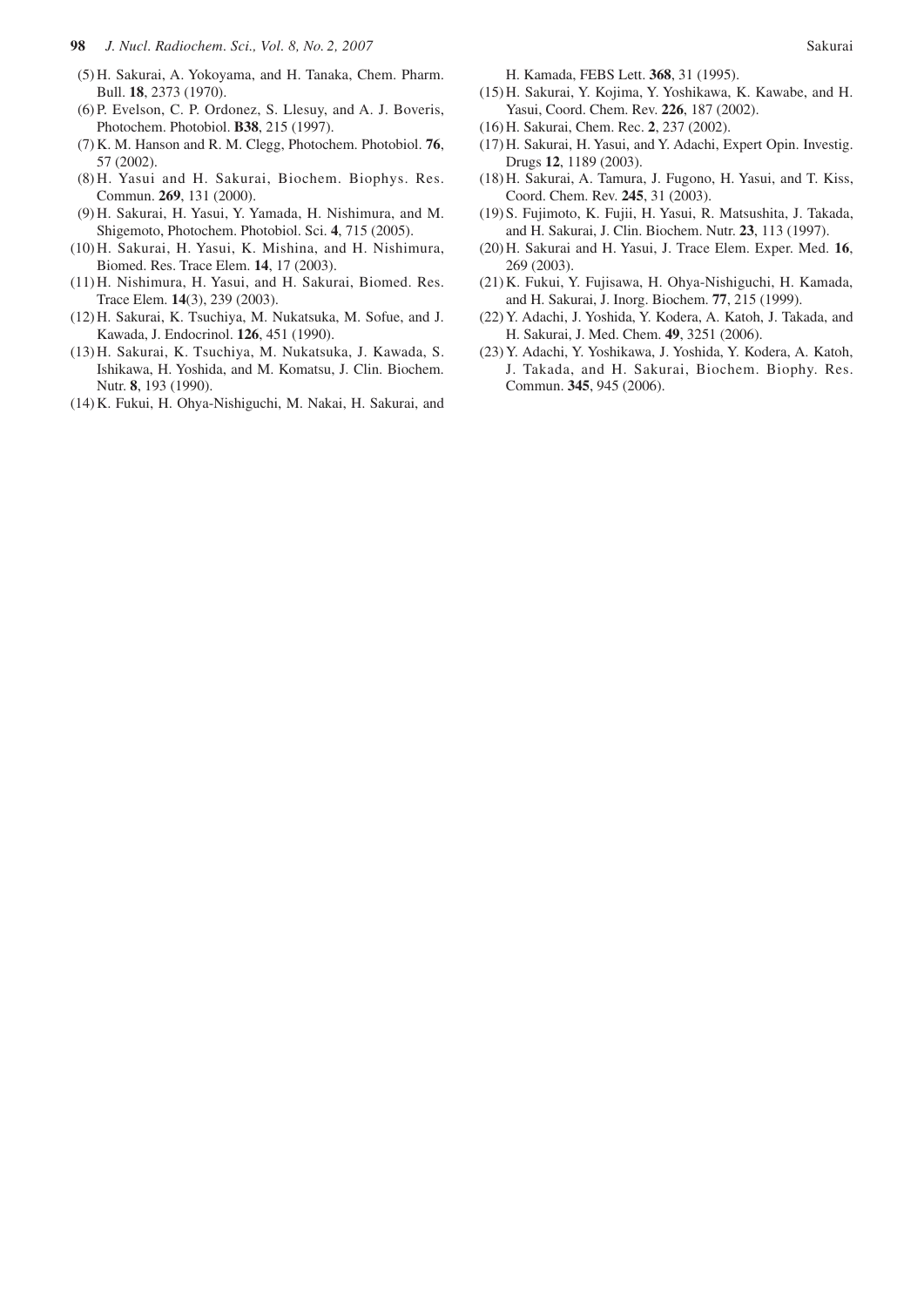(5) H. Sakurai, A. Yokoyama, and H. Tanaka, Chem. Pharm. Bull. **18**, 2373 (1970).

(6) P. Evelson, C. P. Ordonez, S. Llesuy, and A. J. Boveris, Photochem. Photobiol. **B38**, 215 (1997).

(7) K. M. Hanson and R. M. Clegg, Photochem. Photobiol. **76**, 57 (2002).

(8) H. Yasui and H. Sakurai, Biochem. Biophys. Res. Commun. **269**, 131 (2000).

(9) H. Sakurai, H. Yasui, Y. Yamada, H. Nishimura, and M. Shigemoto, Photochem. Photobiol. Sci. **4**, 715 (2005).

(10) H. Sakurai, H. Yasui, K. Mishina, and H. Nishimura, Biomed. Res. Trace Elem. **14**, 17 (2003).

(11) H. Nishimura, H. Yasui, and H. Sakurai, Biomed. Res. Trace Elem. **14**(3), 239 (2003).

(12) H. Sakurai, K. Tsuchiya, M. Nukatsuka, M. Sofue, and J. Kawada, J. Endocrinol. **126**, 451 (1990).

(13) H. Sakurai, K. Tsuchiya, M. Nukatsuka, J. Kawada, S. Ishikawa, H. Yoshida, and M. Komatsu, J. Clin. Biochem. Nutr. **8**, 193 (1990).

(14) K. Fukui, H. Ohya-Nishiguchi, M. Nakai, H. Sakurai, and H. Kamada, FEBS Lett. **368**, 31 (1995).

(15) H. Sakurai, Y. Kojima, Y. Yoshikawa, K. Kawabe, and H. Yasui, Coord. Chem. Rev. **226**, 187 (2002).

(16) H. Sakurai, Chem. Rec. **2**, 237 (2002).

(17) H. Sakurai, H. Yasui, and Y. Adachi, Expert Opin. Investig. Drugs **12**, 1189 (2003).

(18) H. Sakurai, A. Tamura, J. Fugono, H. Yasui, and T. Kiss, Coord. Chem. Rev. **245**, 31 (2003).

(19) S. Fujimoto, K. Fujii, H. Yasui, R. Matsushita, J. Takada, and H. Sakurai, J. Clin. Biochem. Nutr. **23**, 113 (1997).

(20) H. Sakurai and H. Yasui, J. Trace Elem. Exper. Med. **16**, 269 (2003).

(21) K. Fukui, Y. Fujisawa, H. Ohya-Nishiguchi, H. Kamada, and H. Sakurai, J. Inorg. Biochem. **77**, 215 (1999).

(22) Y. Adachi, J. Yoshida, Y. Kodera, A. Katoh, J. Takada, and H. Sakurai, J. Med. Chem. **49**, 3251 (2006).

(23) Y. Adachi, Y. Yoshikawa, J. Yoshida, Y. Kodera, A. Katoh, J. Takada, and H. Sakurai, Biochem. Biophy. Res. Commun. **345**, 945 (2006).